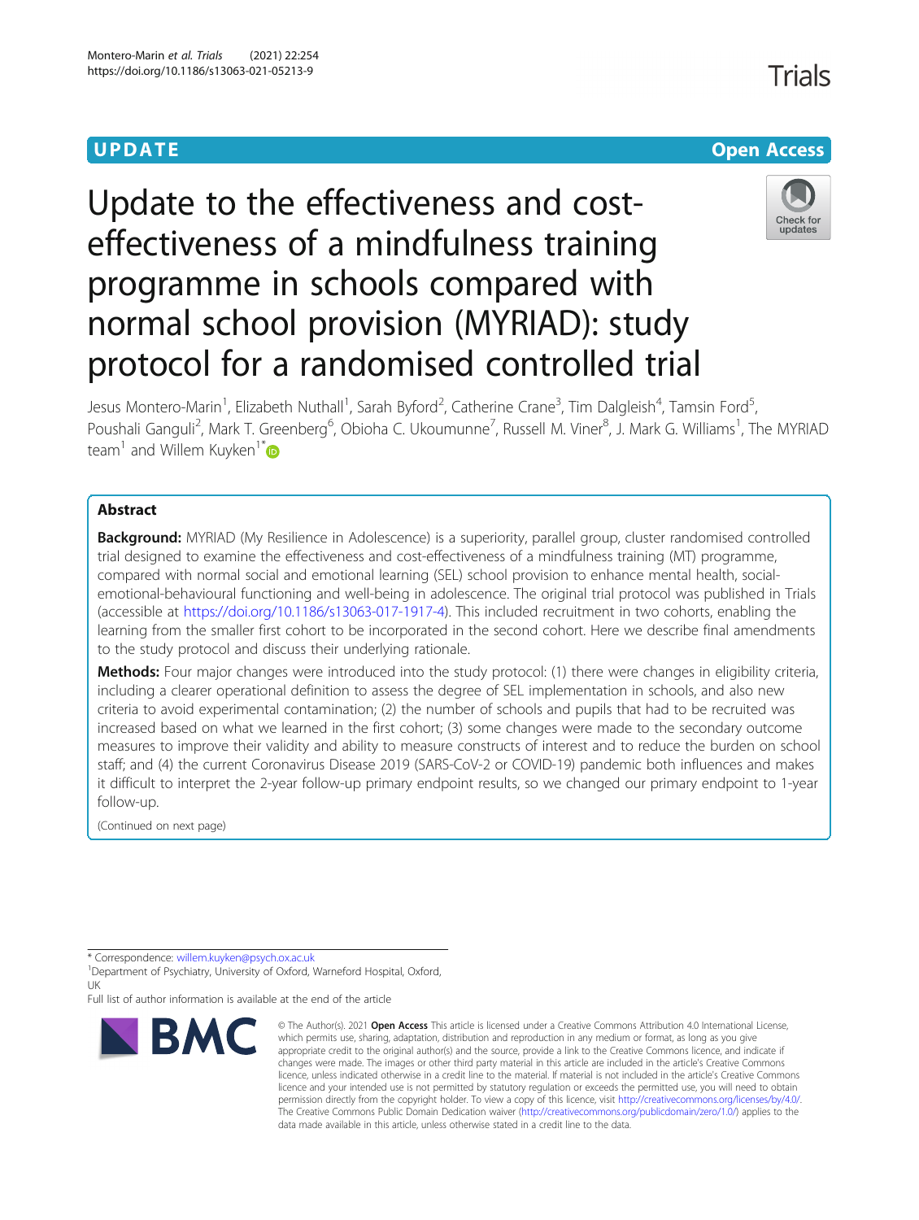UPDATE

Open Access

# Update to the effectiveness and cost-effectiveness of a mindfulness training programme in schools compared with normal school provision (MYRIAD): study protocol for a randomised controlled trial

Jesus Montero-Marin[1], Elizabeth Nuthall[1], Sarah Byford[2], Catherine Crane[3], Tim Dalgleish[4], Tamsin Ford[5], Poushali Ganguli[2], Mark T. Greenberg[6], Obioha C. Ukoumunne[7], Russell M. Viner[8], J. Mark G. Williams[1], The MYRIAD team[1] and Willem Kuyken[1*]

## Abstract

**Background:** MYRIAD (My Resilience in Adolescence) is a superiority, parallel group, cluster randomised controlled trial designed to examine the effectiveness and cost-effectiveness of a mindfulness training (MT) programme, compared with normal social and emotional learning (SEL) school provision to enhance mental health, social-emotional-behavioural functioning and well-being in adolescence. The original trial protocol was published in Trials (accessible at https://doi.org/10.1186/s13063-017-1917-4). This included recruitment in two cohorts, enabling the learning from the smaller first cohort to be incorporated in the second cohort. Here we describe final amendments to the study protocol and discuss their underlying rationale.

**Methods:** Four major changes were introduced into the study protocol: (1) there were changes in eligibility criteria, including a clearer operational definition to assess the degree of SEL implementation in schools, and also new criteria to avoid experimental contamination; (2) the number of schools and pupils that had to be recruited was increased based on what we learned in the first cohort; (3) some changes were made to the secondary outcome measures to improve their validity and ability to measure constructs of interest and to reduce the burden on school staff; and (4) the current Coronavirus Disease 2019 (SARS-CoV-2 or COVID-19) pandemic both influences and makes it difficult to interpret the 2-year follow-up primary endpoint results, so we changed our primary endpoint to 1-year follow-up.

(Continued on next page)

* Correspondence: willem.kuyken@psych.ox.ac.uk
[1]Department of Psychiatry, University of Oxford, Warneford Hospital, Oxford, UK
Full list of author information is available at the end of the article

© The Author(s). 2021 **Open Access** This article is licensed under a Creative Commons Attribution 4.0 International License, which permits use, sharing, adaptation, distribution and reproduction in any medium or format, as long as you give appropriate credit to the original author(s) and the source, provide a link to the Creative Commons licence, and indicate if changes were made. The images or other third party material in this article are included in the article's Creative Commons licence, unless indicated otherwise in a credit line to the material. If material is not included in the article's Creative Commons licence and your intended use is not permitted by statutory regulation or exceeds the permitted use, you will need to obtain permission directly from the copyright holder. To view a copy of this licence, visit http://creativecommons.org/licenses/by/4.0/. The Creative Commons Public Domain Dedication waiver (http://creativecommons.org/publicdomain/zero/1.0/) applies to the data made available in this article, unless otherwise stated in a credit line to the data.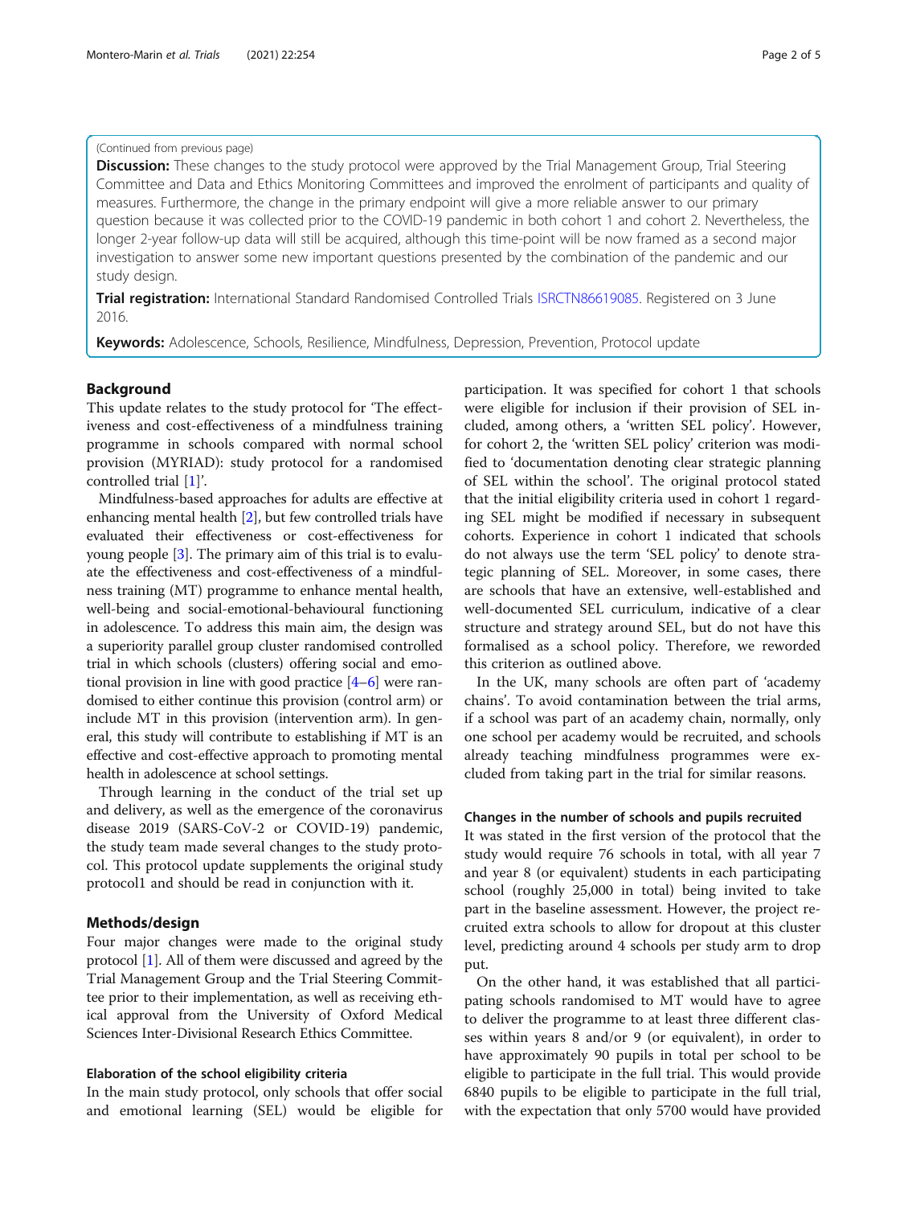(Continued from previous page)

**Discussion:** These changes to the study protocol were approved by the Trial Management Group, Trial Steering Committee and Data and Ethics Monitoring Committees and improved the enrolment of participants and quality of measures. Furthermore, the change in the primary endpoint will give a more reliable answer to our primary question because it was collected prior to the COVID-19 pandemic in both cohort 1 and cohort 2. Nevertheless, the longer 2-year follow-up data will still be acquired, although this time-point will be now framed as a second major investigation to answer some new important questions presented by the combination of the pandemic and our study design.

**Trial registration:** International Standard Randomised Controlled Trials ISRCTN86619085. Registered on 3 June 2016.

**Keywords:** Adolescence, Schools, Resilience, Mindfulness, Depression, Prevention, Protocol update

## Background

This update relates to the study protocol for 'The effectiveness and cost-effectiveness of a mindfulness training programme in schools compared with normal school provision (MYRIAD): study protocol for a randomised controlled trial [1]'.

Mindfulness-based approaches for adults are effective at enhancing mental health [2], but few controlled trials have evaluated their effectiveness or cost-effectiveness for young people [3]. The primary aim of this trial is to evaluate the effectiveness and cost-effectiveness of a mindfulness training (MT) programme to enhance mental health, well-being and social-emotional-behavioural functioning in adolescence. To address this main aim, the design was a superiority parallel group cluster randomised controlled trial in which schools (clusters) offering social and emotional provision in line with good practice [4–6] were randomised to either continue this provision (control arm) or include MT in this provision (intervention arm). In general, this study will contribute to establishing if MT is an effective and cost-effective approach to promoting mental health in adolescence at school settings.

Through learning in the conduct of the trial set up and delivery, as well as the emergence of the coronavirus disease 2019 (SARS-CoV-2 or COVID-19) pandemic, the study team made several changes to the study protocol. This protocol update supplements the original study protocol1 and should be read in conjunction with it.

## Methods/design

Four major changes were made to the original study protocol [1]. All of them were discussed and agreed by the Trial Management Group and the Trial Steering Committee prior to their implementation, as well as receiving ethical approval from the University of Oxford Medical Sciences Inter-Divisional Research Ethics Committee.

### Elaboration of the school eligibility criteria

In the main study protocol, only schools that offer social and emotional learning (SEL) would be eligible for participation. It was specified for cohort 1 that schools were eligible for inclusion if their provision of SEL included, among others, a 'written SEL policy'. However, for cohort 2, the 'written SEL policy' criterion was modified to 'documentation denoting clear strategic planning of SEL within the school'. The original protocol stated that the initial eligibility criteria used in cohort 1 regarding SEL might be modified if necessary in subsequent cohorts. Experience in cohort 1 indicated that schools do not always use the term 'SEL policy' to denote strategic planning of SEL. Moreover, in some cases, there are schools that have an extensive, well-established and well-documented SEL curriculum, indicative of a clear structure and strategy around SEL, but do not have this formalised as a school policy. Therefore, we reworded this criterion as outlined above.

In the UK, many schools are often part of 'academy chains'. To avoid contamination between the trial arms, if a school was part of an academy chain, normally, only one school per academy would be recruited, and schools already teaching mindfulness programmes were excluded from taking part in the trial for similar reasons.

### Changes in the number of schools and pupils recruited

It was stated in the first version of the protocol that the study would require 76 schools in total, with all year 7 and year 8 (or equivalent) students in each participating school (roughly 25,000 in total) being invited to take part in the baseline assessment. However, the project recruited extra schools to allow for dropout at this cluster level, predicting around 4 schools per study arm to drop put.

On the other hand, it was established that all participating schools randomised to MT would have to agree to deliver the programme to at least three different classes within years 8 and/or 9 (or equivalent), in order to have approximately 90 pupils in total per school to be eligible to participate in the full trial. This would provide 6840 pupils to be eligible to participate in the full trial, with the expectation that only 5700 would have provided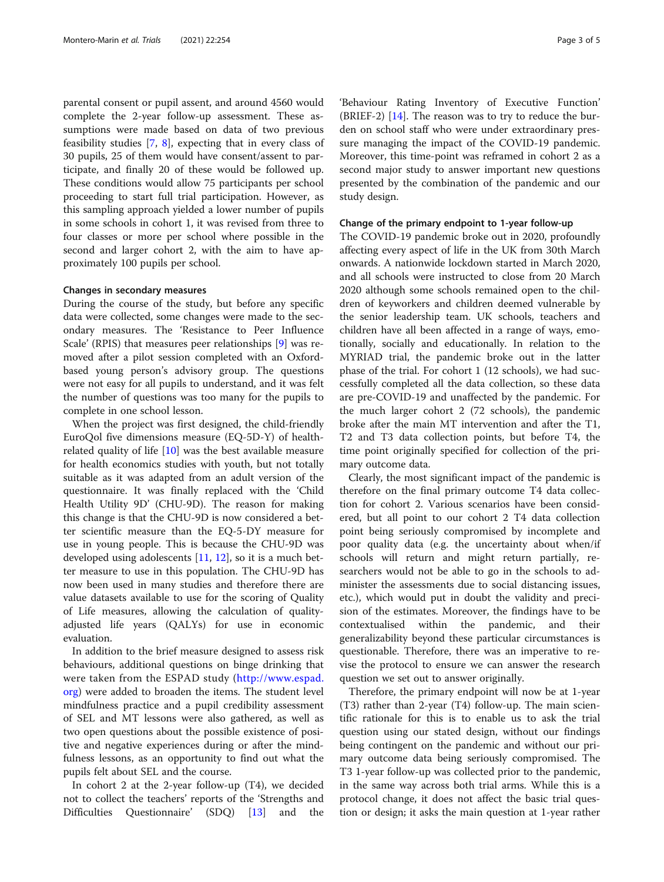parental consent or pupil assent, and around 4560 would complete the 2-year follow-up assessment. These assumptions were made based on data of two previous feasibility studies [7, 8], expecting that in every class of 30 pupils, 25 of them would have consent/assent to participate, and finally 20 of these would be followed up. These conditions would allow 75 participants per school proceeding to start full trial participation. However, as this sampling approach yielded a lower number of pupils in some schools in cohort 1, it was revised from three to four classes or more per school where possible in the second and larger cohort 2, with the aim to have approximately 100 pupils per school.

#### Changes in secondary measures

During the course of the study, but before any specific data were collected, some changes were made to the secondary measures. The 'Resistance to Peer Influence Scale' (RPIS) that measures peer relationships [9] was removed after a pilot session completed with an Oxford-based young person's advisory group. The questions were not easy for all pupils to understand, and it was felt the number of questions was too many for the pupils to complete in one school lesson.

When the project was first designed, the child-friendly EuroQol five dimensions measure (EQ-5D-Y) of health-related quality of life [10] was the best available measure for health economics studies with youth, but not totally suitable as it was adapted from an adult version of the questionnaire. It was finally replaced with the 'Child Health Utility 9D' (CHU-9D). The reason for making this change is that the CHU-9D is now considered a better scientific measure than the EQ-5-DY measure for use in young people. This is because the CHU-9D was developed using adolescents [11, 12], so it is a much better measure to use in this population. The CHU-9D has now been used in many studies and therefore there are value datasets available to use for the scoring of Quality of Life measures, allowing the calculation of quality-adjusted life years (QALYs) for use in economic evaluation.

In addition to the brief measure designed to assess risk behaviours, additional questions on binge drinking that were taken from the ESPAD study (http://www.espad.org) were added to broaden the items. The student level mindfulness practice and a pupil credibility assessment of SEL and MT lessons were also gathered, as well as two open questions about the possible existence of positive and negative experiences during or after the mindfulness lessons, as an opportunity to find out what the pupils felt about SEL and the course.

In cohort 2 at the 2-year follow-up (T4), we decided not to collect the teachers' reports of the 'Strengths and Difficulties Questionnaire' (SDQ) [13] and the 'Behaviour Rating Inventory of Executive Function' (BRIEF-2) [14]. The reason was to try to reduce the burden on school staff who were under extraordinary pressure managing the impact of the COVID-19 pandemic. Moreover, this time-point was reframed in cohort 2 as a second major study to answer important new questions presented by the combination of the pandemic and our study design.

#### Change of the primary endpoint to 1-year follow-up

The COVID-19 pandemic broke out in 2020, profoundly affecting every aspect of life in the UK from 30th March onwards. A nationwide lockdown started in March 2020, and all schools were instructed to close from 20 March 2020 although some schools remained open to the children of keyworkers and children deemed vulnerable by the senior leadership team. UK schools, teachers and children have all been affected in a range of ways, emotionally, socially and educationally. In relation to the MYRIAD trial, the pandemic broke out in the latter phase of the trial. For cohort 1 (12 schools), we had successfully completed all the data collection, so these data are pre-COVID-19 and unaffected by the pandemic. For the much larger cohort 2 (72 schools), the pandemic broke after the main MT intervention and after the T1, T2 and T3 data collection points, but before T4, the time point originally specified for collection of the primary outcome data.

Clearly, the most significant impact of the pandemic is therefore on the final primary outcome T4 data collection for cohort 2. Various scenarios have been considered, but all point to our cohort 2 T4 data collection point being seriously compromised by incomplete and poor quality data (e.g. the uncertainty about when/if schools will return and might return partially, researchers would not be able to go in the schools to administer the assessments due to social distancing issues, etc.), which would put in doubt the validity and precision of the estimates. Moreover, the findings have to be contextualised within the pandemic, and their generalizability beyond these particular circumstances is questionable. Therefore, there was an imperative to revise the protocol to ensure we can answer the research question we set out to answer originally.

Therefore, the primary endpoint will now be at 1-year (T3) rather than 2-year (T4) follow-up. The main scientific rationale for this is to enable us to ask the trial question using our stated design, without our findings being contingent on the pandemic and without our primary outcome data being seriously compromised. The T3 1-year follow-up was collected prior to the pandemic, in the same way across both trial arms. While this is a protocol change, it does not affect the basic trial question or design; it asks the main question at 1-year rather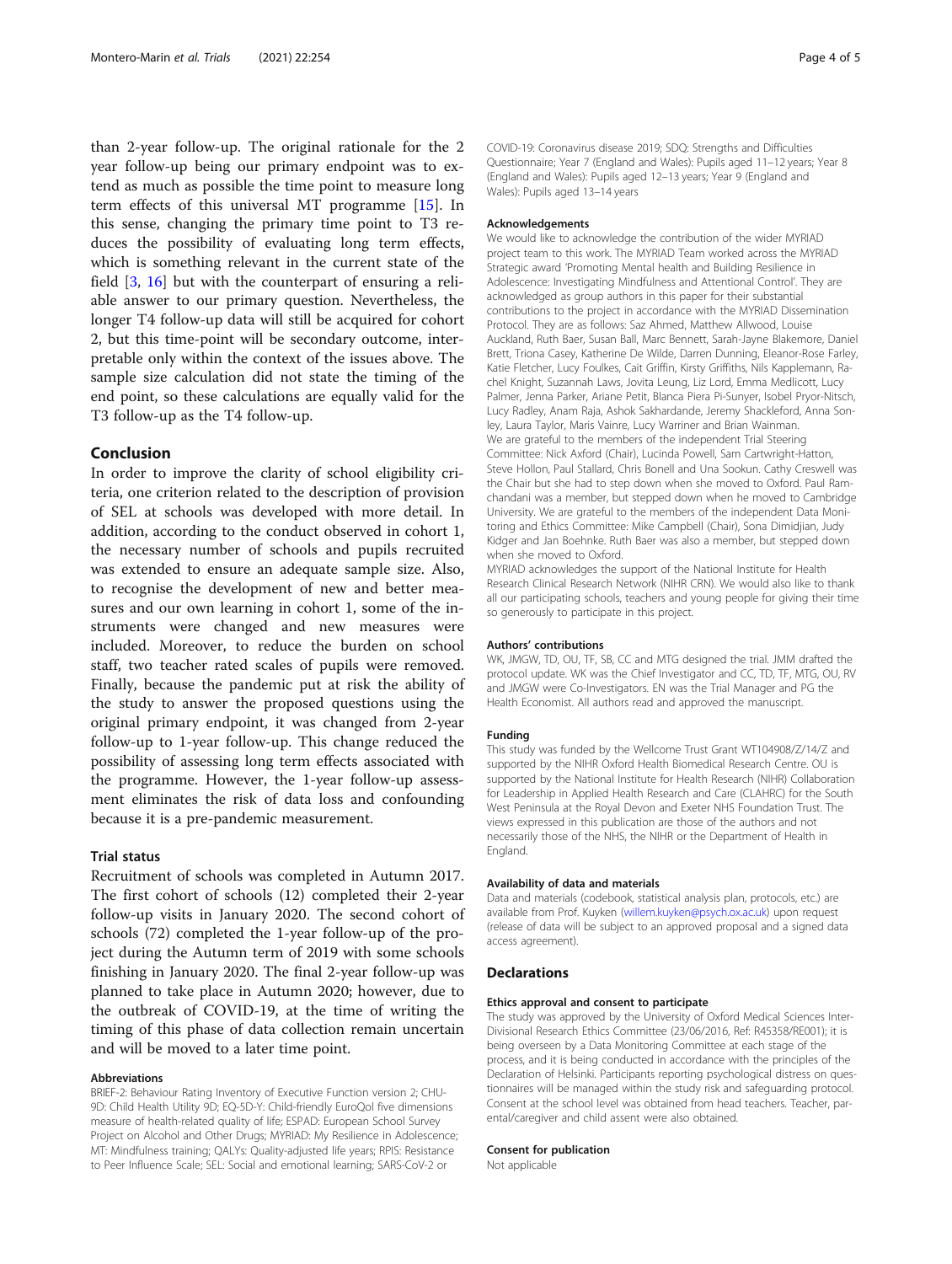than 2-year follow-up. The original rationale for the 2 year follow-up being our primary endpoint was to extend as much as possible the time point to measure long term effects of this universal MT programme [15]. In this sense, changing the primary time point to T3 reduces the possibility of evaluating long term effects, which is something relevant in the current state of the field [3, 16] but with the counterpart of ensuring a reliable answer to our primary question. Nevertheless, the longer T4 follow-up data will still be acquired for cohort 2, but this time-point will be secondary outcome, interpretable only within the context of the issues above. The sample size calculation did not state the timing of the end point, so these calculations are equally valid for the T3 follow-up as the T4 follow-up.

## Conclusion

In order to improve the clarity of school eligibility criteria, one criterion related to the description of provision of SEL at schools was developed with more detail. In addition, according to the conduct observed in cohort 1, the necessary number of schools and pupils recruited was extended to ensure an adequate sample size. Also, to recognise the development of new and better measures and our own learning in cohort 1, some of the instruments were changed and new measures were included. Moreover, to reduce the burden on school staff, two teacher rated scales of pupils were removed. Finally, because the pandemic put at risk the ability of the study to answer the proposed questions using the original primary endpoint, it was changed from 2-year follow-up to 1-year follow-up. This change reduced the possibility of assessing long term effects associated with the programme. However, the 1-year follow-up assessment eliminates the risk of data loss and confounding because it is a pre-pandemic measurement.

## Trial status

Recruitment of schools was completed in Autumn 2017. The first cohort of schools (12) completed their 2-year follow-up visits in January 2020. The second cohort of schools (72) completed the 1-year follow-up of the project during the Autumn term of 2019 with some schools finishing in January 2020. The final 2-year follow-up was planned to take place in Autumn 2020; however, due to the outbreak of COVID-19, at the time of writing the timing of this phase of data collection remain uncertain and will be moved to a later time point.

### Abbreviations

BRIEF-2: Behaviour Rating Inventory of Executive Function version 2; CHU-9D: Child Health Utility 9D; EQ-5D-Y: Child-friendly EuroQol five dimensions measure of health-related quality of life; ESPAD: European School Survey Project on Alcohol and Other Drugs; MYRIAD: My Resilience in Adolescence; MT: Mindfulness training; QALYs: Quality-adjusted life years; RPIS: Resistance to Peer Influence Scale; SEL: Social and emotional learning; SARS-CoV-2 or COVID-19: Coronavirus disease 2019; SDQ: Strengths and Difficulties Questionnaire; Year 7 (England and Wales): Pupils aged 11–12 years; Year 8 (England and Wales): Pupils aged 12–13 years; Year 9 (England and Wales): Pupils aged 13–14 years

### Acknowledgements

We would like to acknowledge the contribution of the wider MYRIAD project team to this work. The MYRIAD Team worked across the MYRIAD Strategic award 'Promoting Mental health and Building Resilience in Adolescence: Investigating Mindfulness and Attentional Control'. They are acknowledged as group authors in this paper for their substantial contributions to the project in accordance with the MYRIAD Dissemination Protocol. They are as follows: Saz Ahmed, Matthew Allwood, Louise Auckland, Ruth Baer, Susan Ball, Marc Bennett, Sarah-Jayne Blakemore, Daniel Brett, Triona Casey, Katherine De Wilde, Darren Dunning, Eleanor-Rose Farley, Katie Fletcher, Lucy Foulkes, Cait Griffin, Kirsty Griffiths, Nils Kapplemann, Rachel Knight, Suzannah Laws, Jovita Leung, Liz Lord, Emma Medlicott, Lucy Palmer, Jenna Parker, Ariane Petit, Blanca Piera Pi-Sunyer, Isobel Pryor-Nitsch, Lucy Radley, Anam Raja, Ashok Sakhardande, Jeremy Shackleford, Anna Sonley, Laura Taylor, Maris Vainre, Lucy Warriner and Brian Wainman.

We are grateful to the members of the independent Trial Steering Committee: Nick Axford (Chair), Lucinda Powell, Sam Cartwright-Hatton, Steve Hollon, Paul Stallard, Chris Bonell and Una Sookun. Cathy Creswell was the Chair but she had to step down when she moved to Oxford. Paul Ramchandani was a member, but stepped down when he moved to Cambridge University. We are grateful to the members of the independent Data Monitoring and Ethics Committee: Mike Campbell (Chair), Sona Dimidjian, Judy Kidger and Jan Boehnke. Ruth Baer was also a member, but stepped down when she moved to Oxford.

MYRIAD acknowledges the support of the National Institute for Health Research Clinical Research Network (NIHR CRN). We would also like to thank all our participating schools, teachers and young people for giving their time so generously to participate in this project.

### Authors' contributions

WK, JMGW, TD, OU, TF, SB, CC and MTG designed the trial. JMM drafted the protocol update. WK was the Chief Investigator and CC, TD, TF, MTG, OU, RV and JMGW were Co-Investigators. EN was the Trial Manager and PG the Health Economist. All authors read and approved the manuscript.

### Funding

This study was funded by the Wellcome Trust Grant WT104908/Z/14/Z and supported by the NIHR Oxford Health Biomedical Research Centre. OU is supported by the National Institute for Health Research (NIHR) Collaboration for Leadership in Applied Health Research and Care (CLAHRC) for the South West Peninsula at the Royal Devon and Exeter NHS Foundation Trust. The views expressed in this publication are those of the authors and not necessarily those of the NHS, the NIHR or the Department of Health in England.

### Availability of data and materials

Data and materials (codebook, statistical analysis plan, protocols, etc.) are available from Prof. Kuyken (willem.kuyken@psych.ox.ac.uk) upon request (release of data will be subject to an approved proposal and a signed data access agreement).

## Declarations

### Ethics approval and consent to participate

The study was approved by the University of Oxford Medical Sciences Inter-Divisional Research Ethics Committee (23/06/2016, Ref: R45358/RE001); it is being overseen by a Data Monitoring Committee at each stage of the process, and it is being conducted in accordance with the principles of the Declaration of Helsinki. Participants reporting psychological distress on questionnaires will be managed within the study risk and safeguarding protocol. Consent at the school level was obtained from head teachers. Teacher, parental/caregiver and child assent were also obtained.

### Consent for publication

Not applicable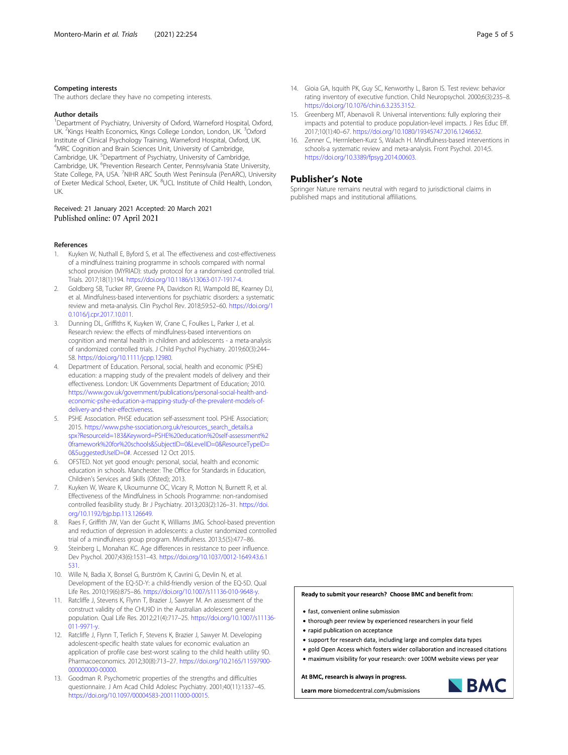## Competing interests

The authors declare they have no competing interests.

## Author details

[1]Department of Psychiatry, University of Oxford, Warneford Hospital, Oxford, UK. [2]Kings Health Economics, Kings College London, London, UK. [3]Oxford Institute of Clinical Psychology Training, Warneford Hospital, Oxford, UK. [4]MRC Cognition and Brain Sciences Unit, University of Cambridge, Cambridge, UK. [5]Department of Psychiatry, University of Cambridge, Cambridge, UK. [6]Prevention Research Center, Pennsylvania State University, State College, PA, USA. [7]NIHR ARC South West Peninsula (PenARC), University of Exeter Medical School, Exeter, UK. [8]UCL Institute of Child Health, London, UK.

Received: 21 January 2021 Accepted: 20 March 2021
Published online: 07 April 2021

## References

1. Kuyken W, Nuthall E, Byford S, et al. The effectiveness and cost-effectiveness of a mindfulness training programme in schools compared with normal school provision (MYRIAD): study protocol for a randomised controlled trial. Trials. 2017;18(1):194. https://doi.org/10.1186/s13063-017-1917-4.
2. Goldberg SB, Tucker RP, Greene PA, Davidson RJ, Wampold BE, Kearney DJ, et al. Mindfulness-based interventions for psychiatric disorders: a systematic review and meta-analysis. Clin Psychol Rev. 2018;59:52–60. https://doi.org/10.1016/j.cpr.2017.10.011.
3. Dunning DL, Griffiths K, Kuyken W, Crane C, Foulkes L, Parker J, et al. Research review: the effects of mindfulness-based interventions on cognition and mental health in children and adolescents - a meta-analysis of randomized controlled trials. J Child Psychol Psychiatry. 2019;60(3):244–58. https://doi.org/10.1111/jcpp.12980.
4. Department of Education. Personal, social, health and economic (PSHE) education: a mapping study of the prevalent models of delivery and their effectiveness. London: UK Governments Department of Education; 2010. https://www.gov.uk/government/publications/personal-social-health-and-economic-pshe-education-a-mapping-study-of-the-prevalent-models-of-delivery-and-their-effectiveness.
5. PSHE Association. PHSE education self-assessment tool. PSHE Association; 2015. https://www.pshe-ssociation.org.uk/resources_search_details.aspx?ResourceId=183&Keyword=PSHE%20education%20self-assessment%20framework%20for%20schools&SubjectID=0&LevelID=0&ResourceTypeID=0&SuggestedUseID=0#. Accessed 12 Oct 2015.
6. OFSTED. Not yet good enough: personal, social, health and economic education in schools. Manchester: The Office for Standards in Education, Children's Services and Skills (Ofsted); 2013.
7. Kuyken W, Weare K, Ukoumunne OC, Vicary R, Motton N, Burnett R, et al. Effectiveness of the Mindfulness in Schools Programme: non-randomised controlled feasibility study. Br J Psychiatry. 2013;203(2):126–31. https://doi.org/10.1192/bjp.bp.113.126649.
8. Raes F, Griffith JW, Van der Gucht K, Williams JMG. School-based prevention and reduction of depression in adolescents: a cluster randomized controlled trial of a mindfulness group program. Mindfulness. 2013;5(5):477–86.
9. Steinberg L, Monahan KC. Age differences in resistance to peer influence. Dev Psychol. 2007;43(6):1531–43. https://doi.org/10.1037/0012-1649.43.6.1531.
10. Wille N, Badia X, Bonsel G, Burström K, Cavrini G, Devlin N, et al. Development of the EQ-5D-Y: a child-friendly version of the EQ-5D. Qual Life Res. 2010;19(6):875–86. https://doi.org/10.1007/s11136-010-9648-y.
11. Ratcliffe J, Stevens K, Flynn T, Brazier J, Sawyer M. An assessment of the construct validity of the CHU9D in the Australian adolescent general population. Qual Life Res. 2012;21(4):717–25. https://doi.org/10.1007/s11136-011-9971-y.
12. Ratcliffe J, Flynn T, Terlich F, Stevens K, Brazier J, Sawyer M. Developing adolescent-specific health state values for economic evaluation an application of profile case best-worst scaling to the child health utility 9D. Pharmacoeconomics. 2012;30(8):713–27. https://doi.org/10.2165/11597900-000000000-00000.
13. Goodman R. Psychometric properties of the strengths and difficulties questionnaire. J Am Acad Child Adolesc Psychiatry. 2001;40(11):1337–45. https://doi.org/10.1097/00004583-200111000-00015.
14. Gioia GA, Isquith PK, Guy SC, Kenworthy L, Baron IS. Test review: behavior rating inventory of executive function. Child Neuropsychol. 2000;6(3):235–8. https://doi.org/10.1076/chin.6.3.235.3152.
15. Greenberg MT, Abenavoli R. Universal interventions: fully exploring their impacts and potential to produce population-level impacts. J Res Educ Eff. 2017;10(1):40–67. https://doi.org/10.1080/19345747.2016.1246632.
16. Zenner C, Herrnleben-Kurz S, Walach H. Mindfulness-based interventions in schools-a systematic review and meta-analysis. Front Psychol. 2014;5. https://doi.org/10.3389/fpsyg.2014.00603.

## Publisher's Note

Springer Nature remains neutral with regard to jurisdictional claims in published maps and institutional affiliations.

**Ready to submit your research? Choose BMC and benefit from:**

- fast, convenient online submission
- thorough peer review by experienced researchers in your field
- rapid publication on acceptance
- support for research data, including large and complex data types
- gold Open Access which fosters wider collaboration and increased citations
- maximum visibility for your research: over 100M website views per year

**At BMC, research is always in progress.**

**Learn more** biomedcentral.com/submissions

BMC